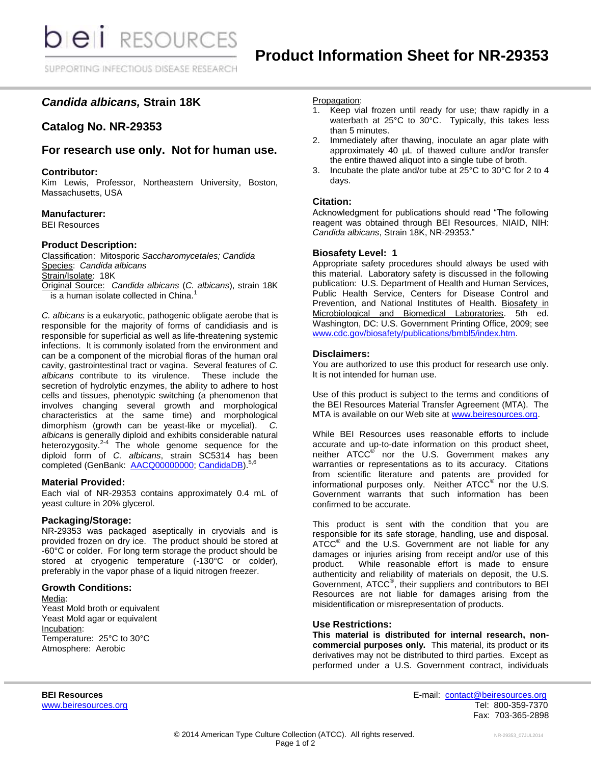# Product Information Sheet for NR-29353

bei RESOURCES
SUPPORTING INFECTIOUS DISEASE RESEARCH

## *Candida albicans,* Strain 18K

## Catalog No. NR-29353

## For research use only. Not for human use.

### Contributor:

Kim Lewis, Professor, Northeastern University, Boston, Massachusetts, USA

### Manufacturer:

BEI Resources

### Product Description:

Classification: Mitosporic *Saccharomycetales; Candida*
Species: *Candida albicans*
Strain/Isolate: 18K
Original Source: *Candida albicans* (*C. albicans*), strain 18K is a human isolate collected in China.[1]

*C. albicans* is a eukaryotic, pathogenic obligate aerobe that is responsible for the majority of forms of candidiasis and is responsible for superficial as well as life-threatening systemic infections. It is commonly isolated from the environment and can be a component of the microbial floras of the human oral cavity, gastrointestinal tract or vagina. Several features of *C. albicans* contribute to its virulence. These include the secretion of hydrolytic enzymes, the ability to adhere to host cells and tissues, phenotypic switching (a phenomenon that involves changing several growth and morphological characteristics at the same time) and morphological dimorphism (growth can be yeast-like or mycelial). *C. albicans* is generally diploid and exhibits considerable natural heterozygosity.[2-4] The whole genome sequence for the diploid form of *C. albicans*, strain SC5314 has been completed (GenBank: AACQ00000000; CandidaDB).[5,6]

### Material Provided:

Each vial of NR-29353 contains approximately 0.4 mL of yeast culture in 20% glycerol.

### Packaging/Storage:

NR-29353 was packaged aseptically in cryovials and is provided frozen on dry ice. The product should be stored at -60°C or colder. For long term storage the product should be stored at cryogenic temperature (-130°C or colder), preferably in the vapor phase of a liquid nitrogen freezer.

### Growth Conditions:

Media:
Yeast Mold broth or equivalent
Yeast Mold agar or equivalent
Incubation:
Temperature: 25°C to 30°C
Atmosphere: Aerobic
Propagation:

1. Keep vial frozen until ready for use; thaw rapidly in a waterbath at 25°C to 30°C. Typically, this takes less than 5 minutes.
2. Immediately after thawing, inoculate an agar plate with approximately 40 µL of thawed culture and/or transfer the entire thawed aliquot into a single tube of broth.
3. Incubate the plate and/or tube at 25°C to 30°C for 2 to 4 days.

### Citation:

Acknowledgment for publications should read "The following reagent was obtained through BEI Resources, NIAID, NIH: *Candida albicans*, Strain 18K, NR-29353."

### Biosafety Level: 1

Appropriate safety procedures should always be used with this material. Laboratory safety is discussed in the following publication: U.S. Department of Health and Human Services, Public Health Service, Centers for Disease Control and Prevention, and National Institutes of Health. Biosafety in Microbiological and Biomedical Laboratories. 5th ed. Washington, DC: U.S. Government Printing Office, 2009; see www.cdc.gov/biosafety/publications/bmbl5/index.htm.

### Disclaimers:

You are authorized to use this product for research use only. It is not intended for human use.

Use of this product is subject to the terms and conditions of the BEI Resources Material Transfer Agreement (MTA). The MTA is available on our Web site at www.beiresources.org.

While BEI Resources uses reasonable efforts to include accurate and up-to-date information on this product sheet, neither ATCC® nor the U.S. Government makes any warranties or representations as to its accuracy. Citations from scientific literature and patents are provided for informational purposes only. Neither ATCC® nor the U.S. Government warrants that such information has been confirmed to be accurate.

This product is sent with the condition that you are responsible for its safe storage, handling, use and disposal. ATCC® and the U.S. Government are not liable for any damages or injuries arising from receipt and/or use of this product. While reasonable effort is made to ensure authenticity and reliability of materials on deposit, the U.S. Government, ATCC®, their suppliers and contributors to BEI Resources are not liable for damages arising from the misidentification or misrepresentation of products.

### Use Restrictions:

**This material is distributed for internal research, non-commercial purposes only.** This material, its product or its derivatives may not be distributed to third parties. Except as performed under a U.S. Government contract, individuals

**BEI Resources**
www.beiresources.org

E-mail: contact@beiresources.org
Tel: 800-359-7370
Fax: 703-365-2898

© 2014 American Type Culture Collection (ATCC). All rights reserved.

NR-29353_07JUL2014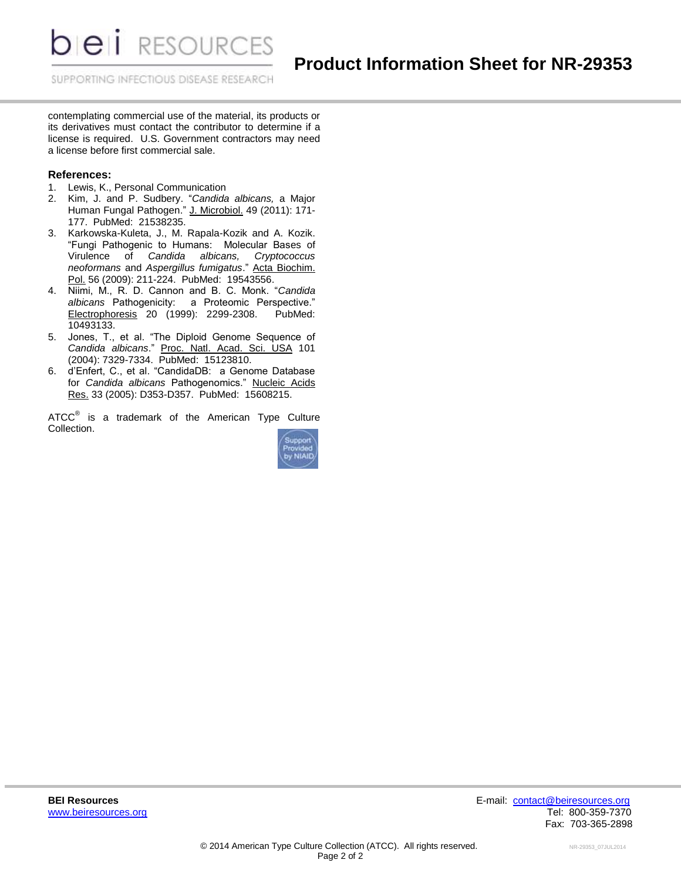contemplating commercial use of the material, its products or its derivatives must contact the contributor to determine if a license is required. U.S. Government contractors may need a license before first commercial sale.

**References:**

1. Lewis, K., Personal Communication
2. Kim, J. and P. Sudbery. "*Candida albicans,* a Major Human Fungal Pathogen." J. Microbiol. 49 (2011): 171-177. PubMed: 21538235.
3. Karkowska-Kuleta, J., M. Rapala-Kozik and A. Kozik. "Fungi Pathogenic to Humans: Molecular Bases of Virulence of *Candida albicans, Cryptococcus neoformans* and *Aspergillus fumigatus*." Acta Biochim. Pol. 56 (2009): 211-224. PubMed: 19543556.
4. Niimi, M., R. D. Cannon and B. C. Monk. "*Candida albicans* Pathogenicity: a Proteomic Perspective." Electrophoresis 20 (1999): 2299-2308. PubMed: 10493133.
5. Jones, T., et al. "The Diploid Genome Sequence of *Candida albicans*." Proc. Natl. Acad. Sci. USA 101 (2004): 7329-7334. PubMed: 15123810.
6. d'Enfert, C., et al. "CandidaDB: a Genome Database for *Candida albicans* Pathogenomics." Nucleic Acids Res. 33 (2005): D353-D357. PubMed: 15608215.

ATCC® is a trademark of the American Type Culture Collection.

**BEI Resources**
www.beiresources.org

E-mail: contact@beiresources.org
Tel: 800-359-7370
Fax: 703-365-2898

© 2014 American Type Culture Collection (ATCC). All rights reserved.

NR-29353_07JUL2014